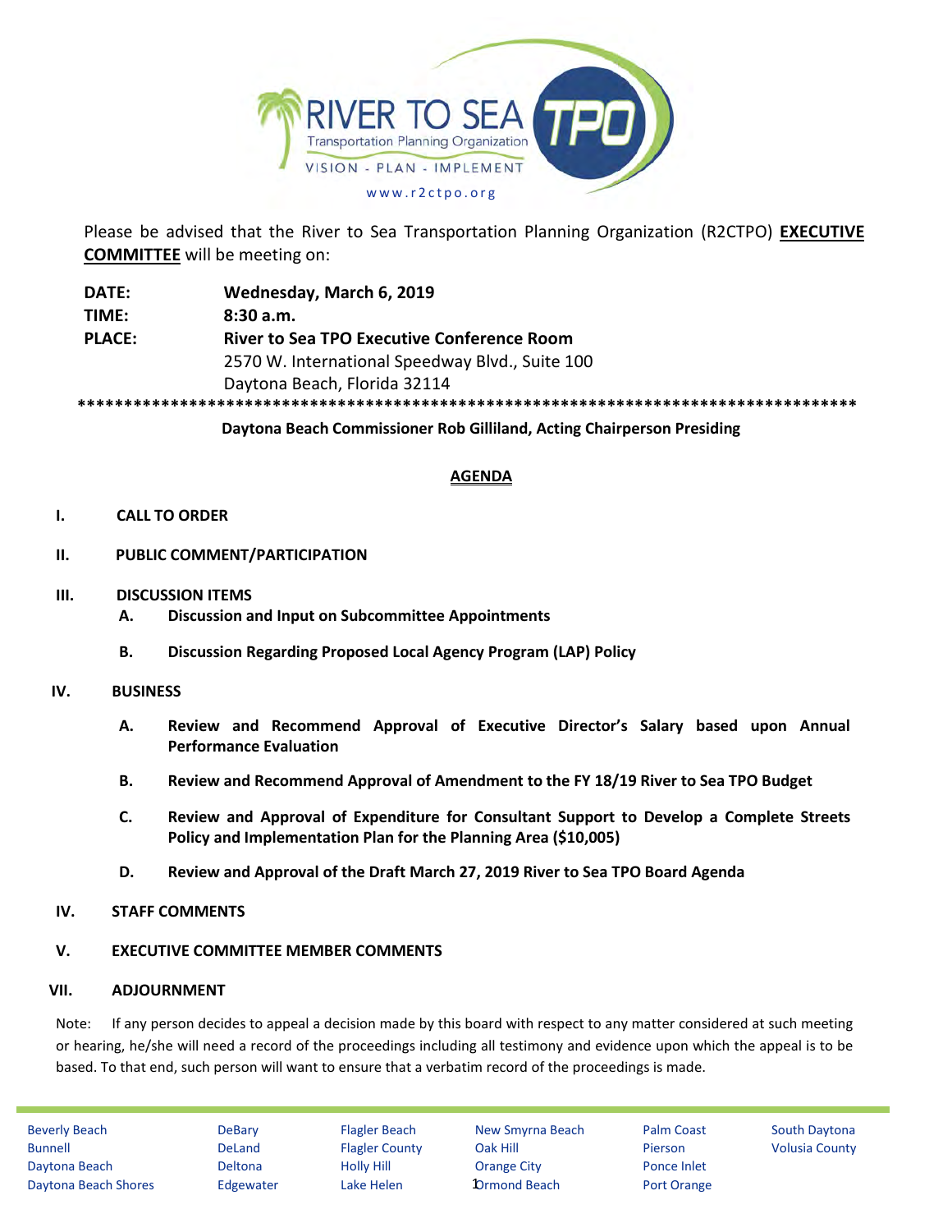RIVER TO SEA TPO

Transportation Planning Organization

VISION - PLAN - IMPLEMENT

www.r2ctpo.org

Please be advised that the River to Sea Transportation Planning Organization (R2CTPO) **EXECUTIVE COMMITTEE** will be meeting on:

**DATE:** **Wednesday, March 6, 2019**

**TIME:** **8:30 a.m.**

**PLACE:** **River to Sea TPO Executive Conference Room**
2570 W. International Speedway Blvd., Suite 100
Daytona Beach, Florida 32114

************************************************************************************

**Daytona Beach Commissioner Rob Gilliland, Acting Chairperson Presiding**

## AGENDA

**I. CALL TO ORDER**

**II. PUBLIC COMMENT/PARTICIPATION**

**III. DISCUSSION ITEMS**

- **A. Discussion and Input on Subcommittee Appointments**
- **B. Discussion Regarding Proposed Local Agency Program (LAP) Policy**

**IV. BUSINESS**

- **A. Review and Recommend Approval of Executive Director's Salary based upon Annual Performance Evaluation**
- **B. Review and Recommend Approval of Amendment to the FY 18/19 River to Sea TPO Budget**
- **C. Review and Approval of Expenditure for Consultant Support to Develop a Complete Streets Policy and Implementation Plan for the Planning Area ($10,005)**
- **D. Review and Approval of the Draft March 27, 2019 River to Sea TPO Board Agenda**

**IV. STAFF COMMENTS**

**V. EXECUTIVE COMMITTEE MEMBER COMMENTS**

**VII. ADJOURNMENT**

Note: If any person decides to appeal a decision made by this board with respect to any matter considered at such meeting or hearing, he/she will need a record of the proceedings including all testimony and evidence upon which the appeal is to be based. To that end, such person will want to ensure that a verbatim record of the proceedings is made.

| | | | | | |
|---|---|---|---|---|---|
| Beverly Beach | DeBary | Flagler Beach | New Smyrna Beach | Palm Coast | South Daytona |
| Bunnell | DeLand | Flagler County | Oak Hill | Pierson | Volusia County |
| Daytona Beach | Deltona | Holly Hill | Orange City | Ponce Inlet | |
| Daytona Beach Shores | Edgewater | Lake Helen | Ormond Beach | Port Orange | |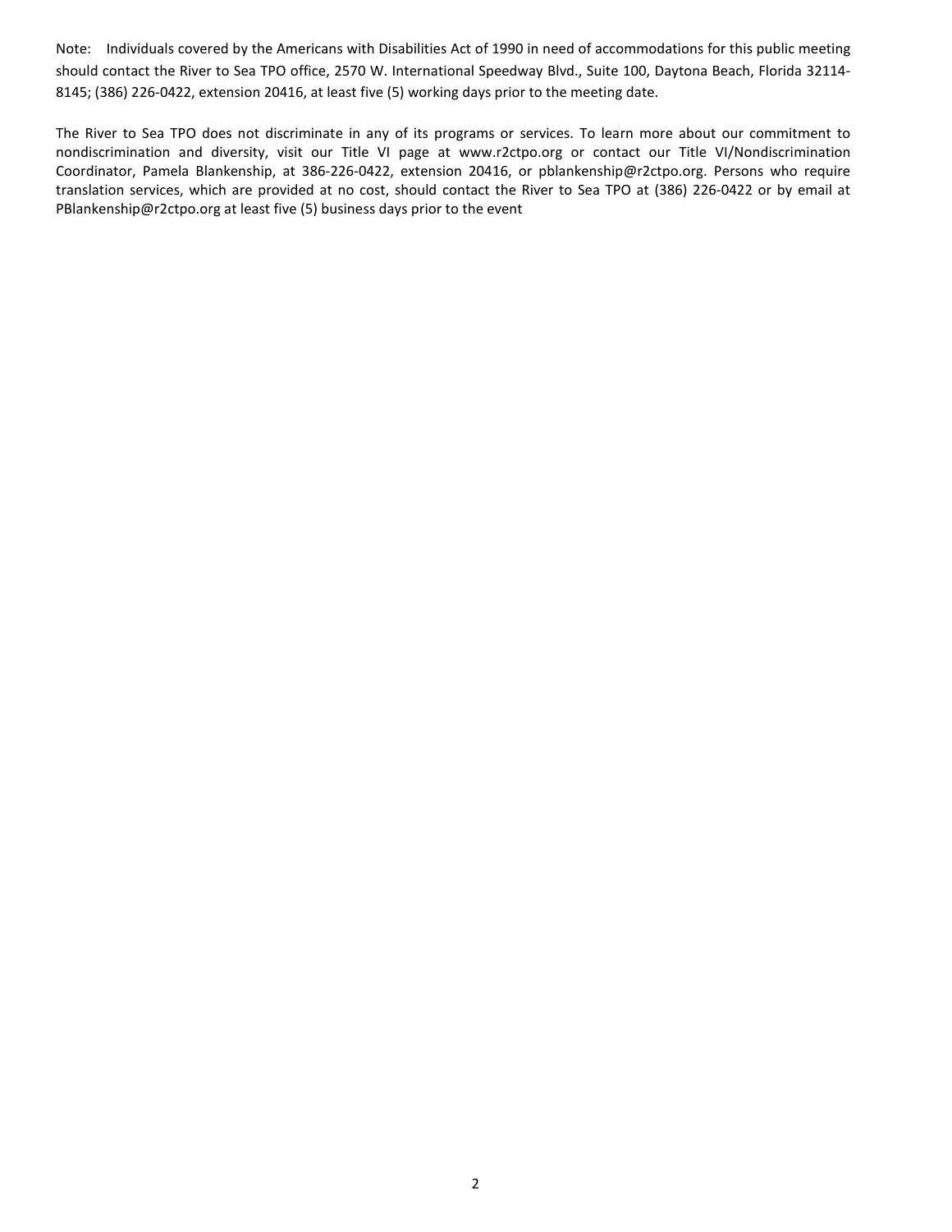Note: Individuals covered by the Americans with Disabilities Act of 1990 in need of accommodations for this public meeting should contact the River to Sea TPO office, 2570 W. International Speedway Blvd., Suite 100, Daytona Beach, Florida 32114-8145; (386) 226-0422, extension 20416, at least five (5) working days prior to the meeting date.

The River to Sea TPO does not discriminate in any of its programs or services. To learn more about our commitment to nondiscrimination and diversity, visit our Title VI page at www.r2ctpo.org or contact our Title VI/Nondiscrimination Coordinator, Pamela Blankenship, at 386-226-0422, extension 20416, or pblankenship@r2ctpo.org. Persons who require translation services, which are provided at no cost, should contact the River to Sea TPO at (386) 226-0422 or by email at PBlankenship@r2ctpo.org at least five (5) business days prior to the event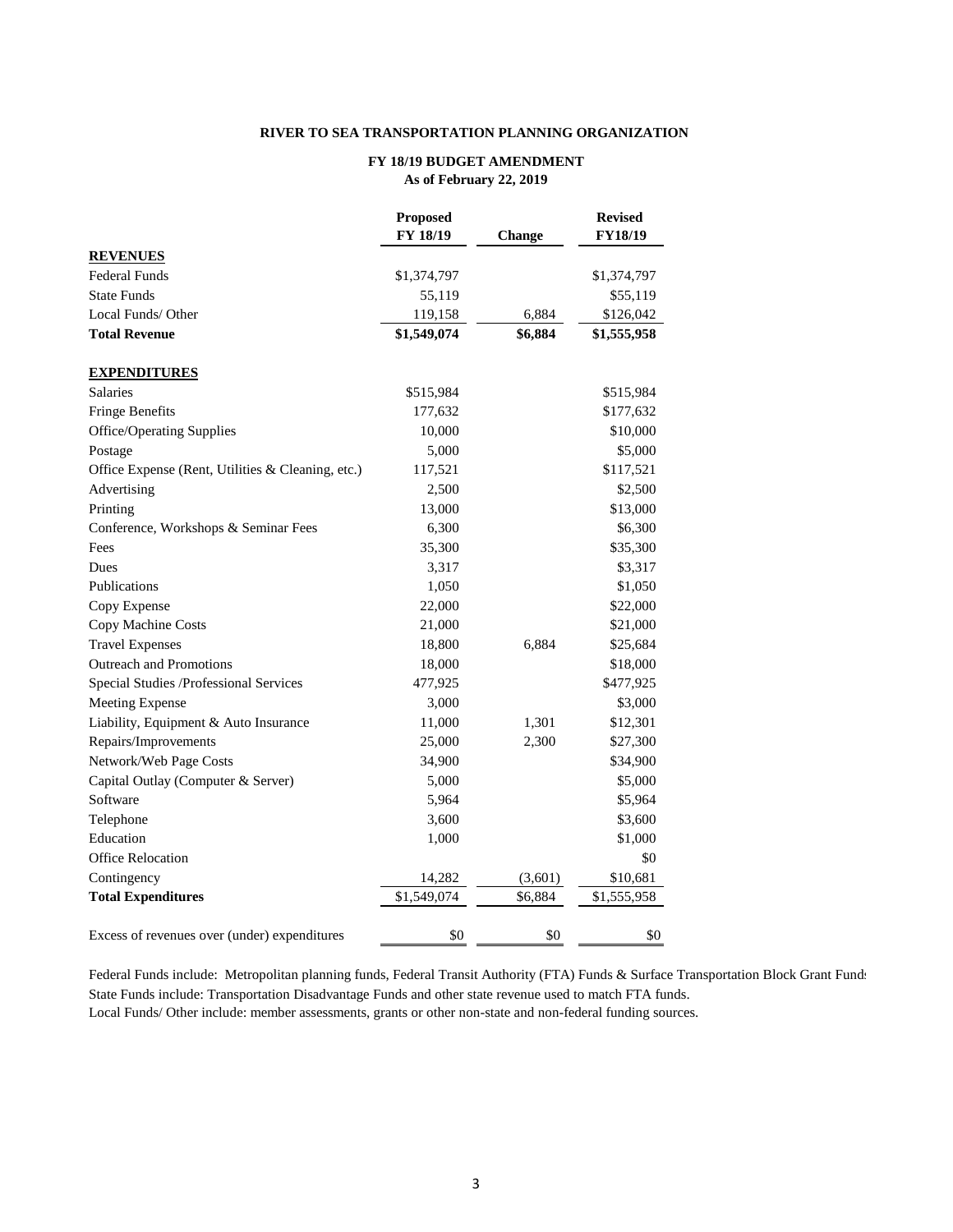**RIVER TO SEA TRANSPORTATION PLANNING ORGANIZATION**

**FY 18/19 BUDGET AMENDMENT**
**As of February 22, 2019**

| | Proposed FY 18/19 | Change | Revised FY18/19 |
|---|---|---|---|
| **REVENUES** | | | |
| Federal Funds | $1,374,797 | | $1,374,797 |
| State Funds | 55,119 | | $55,119 |
| Local Funds/ Other | 119,158 | 6,884 | $126,042 |
| **Total Revenue** | **$1,549,074** | **$6,884** | **$1,555,958** |
| | | | |
| **EXPENDITURES** | | | |
| Salaries | $515,984 | | $515,984 |
| Fringe Benefits | 177,632 | | $177,632 |
| Office/Operating Supplies | 10,000 | | $10,000 |
| Postage | 5,000 | | $5,000 |
| Office Expense (Rent, Utilities & Cleaning, etc.) | 117,521 | | $117,521 |
| Advertising | 2,500 | | $2,500 |
| Printing | 13,000 | | $13,000 |
| Conference, Workshops & Seminar Fees | 6,300 | | $6,300 |
| Fees | 35,300 | | $35,300 |
| Dues | 3,317 | | $3,317 |
| Publications | 1,050 | | $1,050 |
| Copy Expense | 22,000 | | $22,000 |
| Copy Machine Costs | 21,000 | | $21,000 |
| Travel Expenses | 18,800 | 6,884 | $25,684 |
| Outreach and Promotions | 18,000 | | $18,000 |
| Special Studies /Professional Services | 477,925 | | $477,925 |
| Meeting Expense | 3,000 | | $3,000 |
| Liability, Equipment & Auto Insurance | 11,000 | 1,301 | $12,301 |
| Repairs/Improvements | 25,000 | 2,300 | $27,300 |
| Network/Web Page Costs | 34,900 | | $34,900 |
| Capital Outlay (Computer & Server) | 5,000 | | $5,000 |
| Software | 5,964 | | $5,964 |
| Telephone | 3,600 | | $3,600 |
| Education | 1,000 | | $1,000 |
| Office Relocation | | | $0 |
| Contingency | 14,282 | (3,601) | $10,681 |
| **Total Expenditures** | $1,549,074 | $6,884 | $1,555,958 |
| | | | |
| Excess of revenues over (under) expenditures | $0 | $0 | $0 |

Federal Funds include: Metropolitan planning funds, Federal Transit Authority (FTA) Funds & Surface Transportation Block Grant Funds
State Funds include: Transportation Disadvantage Funds and other state revenue used to match FTA funds.
Local Funds/ Other include: member assessments, grants or other non-state and non-federal funding sources.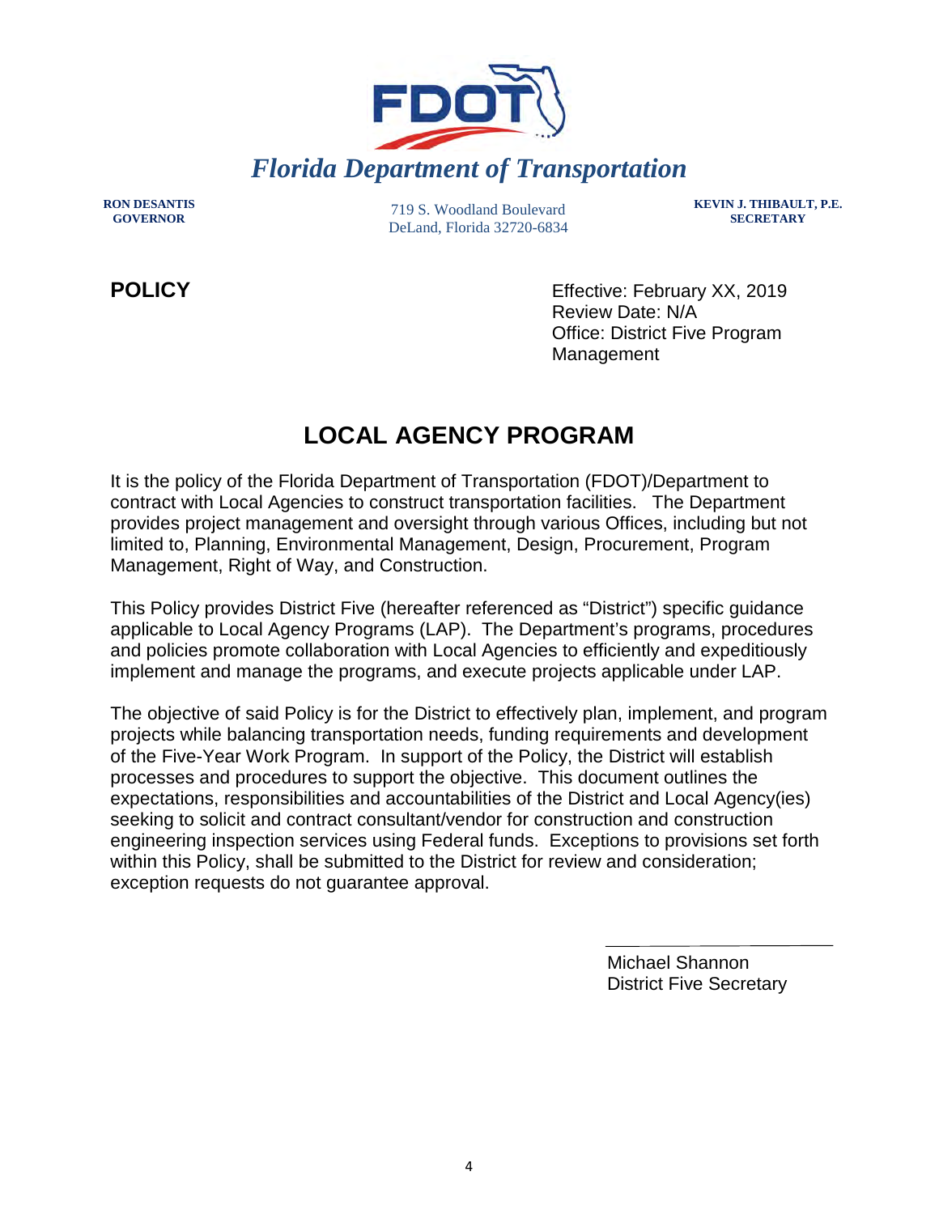**Florida Department of Transportation**

**RON DESANTIS**
**GOVERNOR**

719 S. Woodland Boulevard
DeLand, Florida 32720-6834

**KEVIN J. THIBAULT, P.E.**
**SECRETARY**

**POLICY**

Effective: February XX, 2019
Review Date: N/A
Office: District Five Program Management

# LOCAL AGENCY PROGRAM

It is the policy of the Florida Department of Transportation (FDOT)/Department to contract with Local Agencies to construct transportation facilities. The Department provides project management and oversight through various Offices, including but not limited to, Planning, Environmental Management, Design, Procurement, Program Management, Right of Way, and Construction.

This Policy provides District Five (hereafter referenced as "District") specific guidance applicable to Local Agency Programs (LAP). The Department's programs, procedures and policies promote collaboration with Local Agencies to efficiently and expeditiously implement and manage the programs, and execute projects applicable under LAP.

The objective of said Policy is for the District to effectively plan, implement, and program projects while balancing transportation needs, funding requirements and development of the Five-Year Work Program. In support of the Policy, the District will establish processes and procedures to support the objective. This document outlines the expectations, responsibilities and accountabilities of the District and Local Agency(ies) seeking to solicit and contract consultant/vendor for construction and construction engineering inspection services using Federal funds. Exceptions to provisions set forth within this Policy, shall be submitted to the District for review and consideration; exception requests do not guarantee approval.

Michael Shannon
District Five Secretary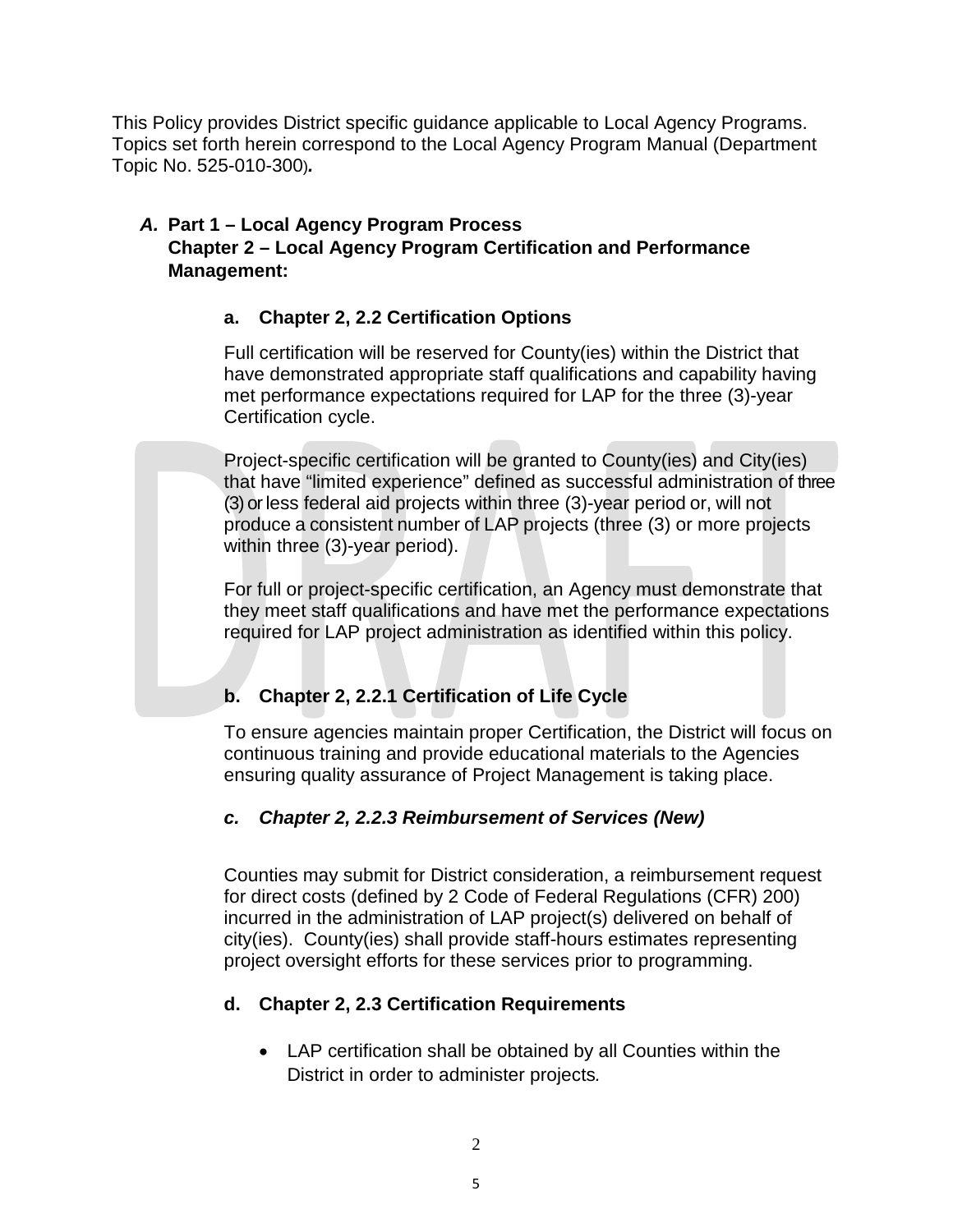This Policy provides District specific guidance applicable to Local Agency Programs. Topics set forth herein correspond to the Local Agency Program Manual (Department Topic No. 525-010-300)**.**

### *A.* Part 1 – Local Agency Program Process Chapter 2 – Local Agency Program Certification and Performance Management:

#### a. Chapter 2, 2.2 Certification Options

Full certification will be reserved for County(ies) within the District that have demonstrated appropriate staff qualifications and capability having met performance expectations required for LAP for the three (3)-year Certification cycle.

Project-specific certification will be granted to County(ies) and City(ies) that have "limited experience" defined as successful administration of three (3) or less federal aid projects within three (3)-year period or, will not produce a consistent number of LAP projects (three (3) or more projects within three (3)-year period).

For full or project-specific certification, an Agency must demonstrate that they meet staff qualifications and have met the performance expectations required for LAP project administration as identified within this policy.

#### b. Chapter 2, 2.2.1 Certification of Life Cycle

To ensure agencies maintain proper Certification, the District will focus on continuous training and provide educational materials to the Agencies ensuring quality assurance of Project Management is taking place.

#### *c. Chapter 2, 2.2.3 Reimbursement of Services (New)*

Counties may submit for District consideration, a reimbursement request for direct costs (defined by 2 Code of Federal Regulations (CFR) 200) incurred in the administration of LAP project(s) delivered on behalf of city(ies). County(ies) shall provide staff-hours estimates representing project oversight efforts for these services prior to programming.

#### d. Chapter 2, 2.3 Certification Requirements

- LAP certification shall be obtained by all Counties within the District in order to administer projects.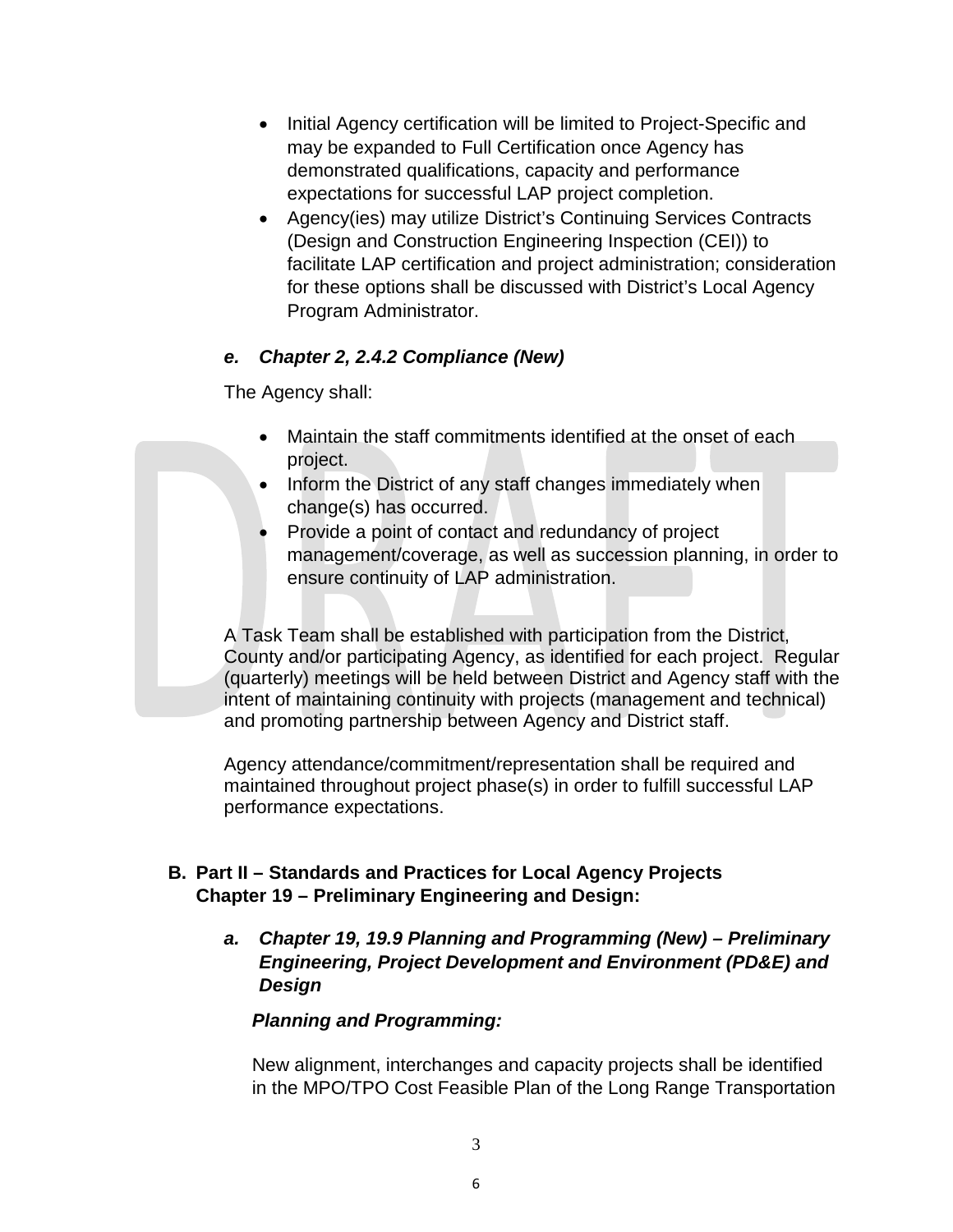- Initial Agency certification will be limited to Project-Specific and may be expanded to Full Certification once Agency has demonstrated qualifications, capacity and performance expectations for successful LAP project completion.
- Agency(ies) may utilize District's Continuing Services Contracts (Design and Construction Engineering Inspection (CEI)) to facilitate LAP certification and project administration; consideration for these options shall be discussed with District's Local Agency Program Administrator.

### *e. Chapter 2, 2.4.2 Compliance (New)*

The Agency shall:

- Maintain the staff commitments identified at the onset of each project.
- Inform the District of any staff changes immediately when change(s) has occurred.
- Provide a point of contact and redundancy of project management/coverage, as well as succession planning, in order to ensure continuity of LAP administration.

A Task Team shall be established with participation from the District, County and/or participating Agency, as identified for each project. Regular (quarterly) meetings will be held between District and Agency staff with the intent of maintaining continuity with projects (management and technical) and promoting partnership between Agency and District staff.

Agency attendance/commitment/representation shall be required and maintained throughout project phase(s) in order to fulfill successful LAP performance expectations.

## B. Part II – Standards and Practices for Local Agency Projects Chapter 19 – Preliminary Engineering and Design:

### *a. Chapter 19, 19.9 Planning and Programming (New) – Preliminary Engineering, Project Development and Environment (PD&E) and Design*

***Planning and Programming:***

New alignment, interchanges and capacity projects shall be identified in the MPO/TPO Cost Feasible Plan of the Long Range Transportation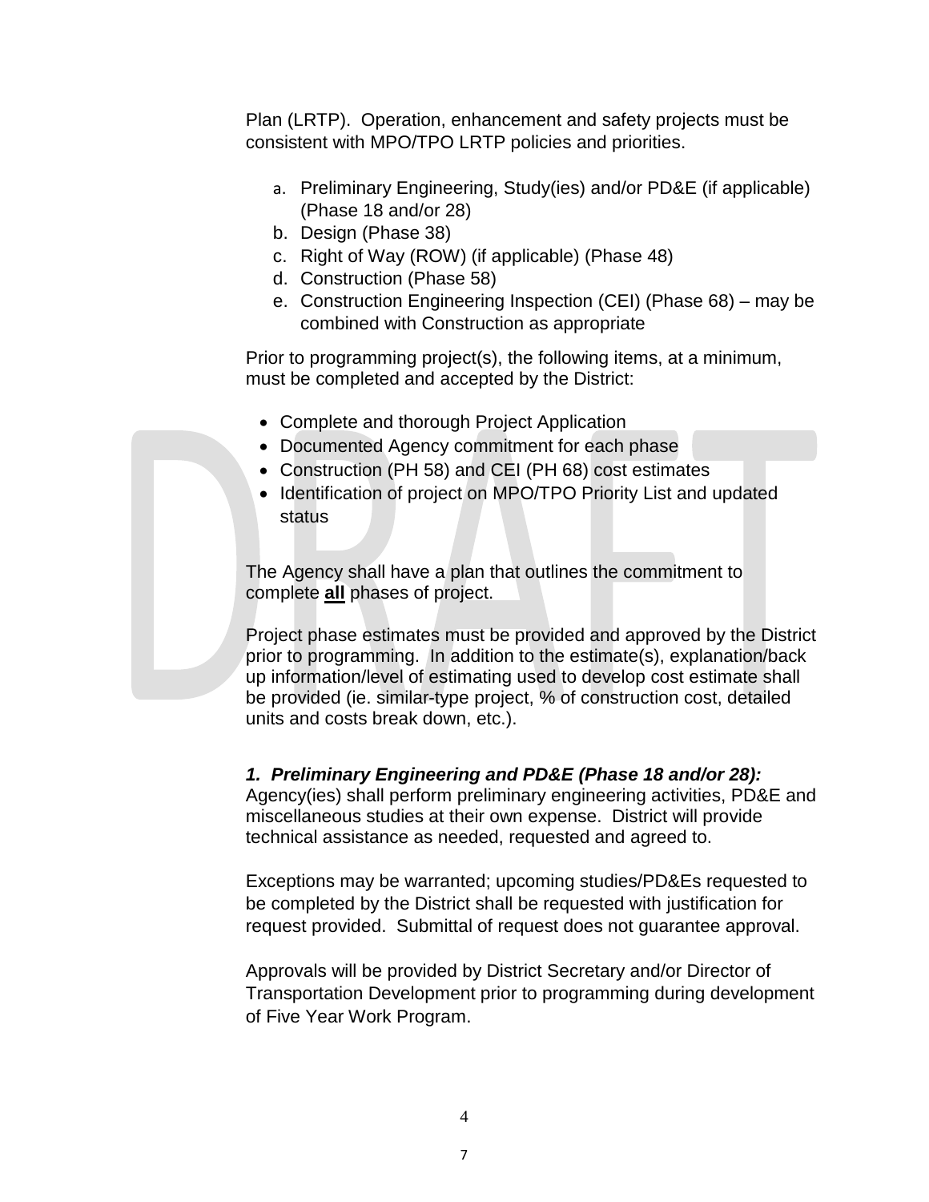Plan (LRTP). Operation, enhancement and safety projects must be consistent with MPO/TPO LRTP policies and priorities.

a. Preliminary Engineering, Study(ies) and/or PD&E (if applicable) (Phase 18 and/or 28)
b. Design (Phase 38)
c. Right of Way (ROW) (if applicable) (Phase 48)
d. Construction (Phase 58)
e. Construction Engineering Inspection (CEI) (Phase 68) – may be combined with Construction as appropriate

Prior to programming project(s), the following items, at a minimum, must be completed and accepted by the District:

- Complete and thorough Project Application
- Documented Agency commitment for each phase
- Construction (PH 58) and CEI (PH 68) cost estimates
- Identification of project on MPO/TPO Priority List and updated status

The Agency shall have a plan that outlines the commitment to complete **all** phases of project.

Project phase estimates must be provided and approved by the District prior to programming. In addition to the estimate(s), explanation/back up information/level of estimating used to develop cost estimate shall be provided (ie. similar-type project, % of construction cost, detailed units and costs break down, etc.).

***1. Preliminary Engineering and PD&E (Phase 18 and/or 28):***

Agency(ies) shall perform preliminary engineering activities, PD&E and miscellaneous studies at their own expense. District will provide technical assistance as needed, requested and agreed to.

Exceptions may be warranted; upcoming studies/PD&Es requested to be completed by the District shall be requested with justification for request provided. Submittal of request does not guarantee approval.

Approvals will be provided by District Secretary and/or Director of Transportation Development prior to programming during development of Five Year Work Program.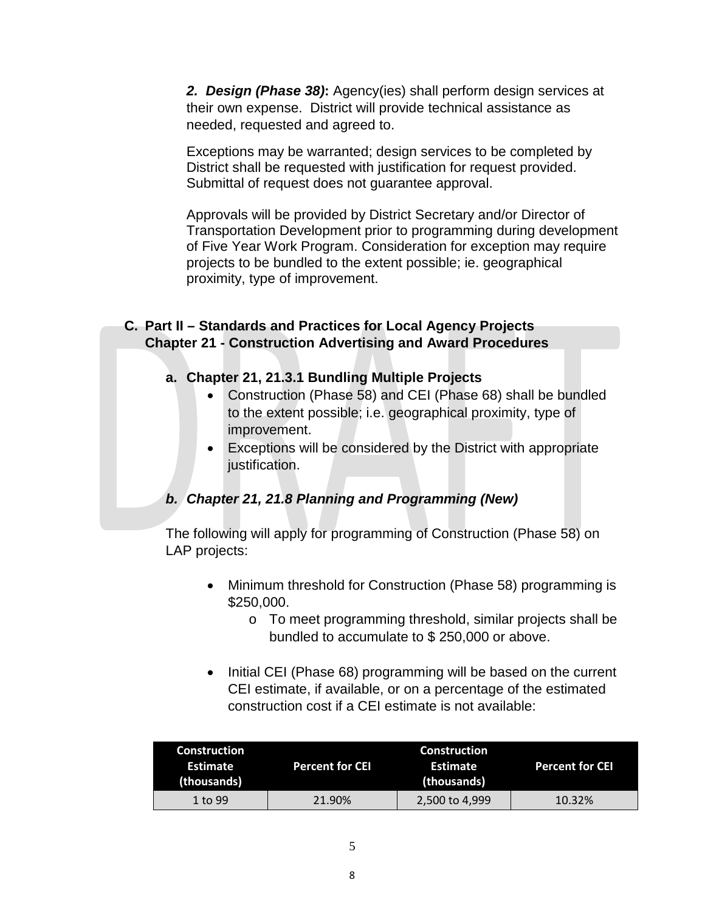***2. Design (Phase 38)*:** Agency(ies) shall perform design services at their own expense. District will provide technical assistance as needed, requested and agreed to.

Exceptions may be warranted; design services to be completed by District shall be requested with justification for request provided. Submittal of request does not guarantee approval.

Approvals will be provided by District Secretary and/or Director of Transportation Development prior to programming during development of Five Year Work Program. Consideration for exception may require projects to be bundled to the extent possible; ie. geographical proximity, type of improvement.

## C. Part II – Standards and Practices for Local Agency Projects Chapter 21 - Construction Advertising and Award Procedures

### a. Chapter 21, 21.3.1 Bundling Multiple Projects

- Construction (Phase 58) and CEI (Phase 68) shall be bundled to the extent possible; i.e. geographical proximity, type of improvement.
- Exceptions will be considered by the District with appropriate justification.

### *b. Chapter 21, 21.8 Planning and Programming (New)*

The following will apply for programming of Construction (Phase 58) on LAP projects:

- Minimum threshold for Construction (Phase 58) programming is \$250,000.
  - o To meet programming threshold, similar projects shall be bundled to accumulate to \$ 250,000 or above.

- Initial CEI (Phase 68) programming will be based on the current CEI estimate, if available, or on a percentage of the estimated construction cost if a CEI estimate is not available:

| Construction Estimate (thousands) | Percent for CEI | Construction Estimate (thousands) | Percent for CEI |
|---|---|---|---|
| 1 to 99 | 21.90% | 2,500 to 4,999 | 10.32% |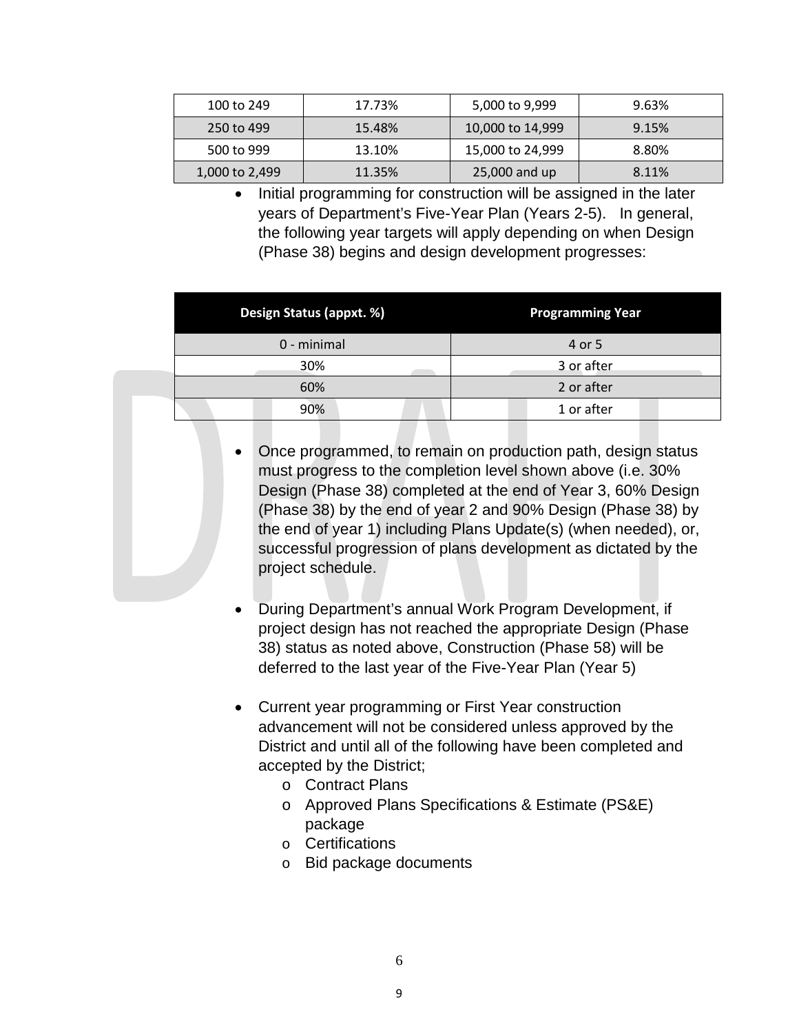| 100 to 249 | 17.73% | 5,000 to 9,999 | 9.63% |
|---|---|---|---|
| 250 to 499 | 15.48% | 10,000 to 14,999 | 9.15% |
| 500 to 999 | 13.10% | 15,000 to 24,999 | 8.80% |
| 1,000 to 2,499 | 11.35% | 25,000 and up | 8.11% |

- Initial programming for construction will be assigned in the later years of Department's Five-Year Plan (Years 2-5). In general, the following year targets will apply depending on when Design (Phase 38) begins and design development progresses:

| Design Status (appxt. %) | Programming Year |
|---|---|
| 0 - minimal | 4 or 5 |
| 30% | 3 or after |
| 60% | 2 or after |
| 90% | 1 or after |

- Once programmed, to remain on production path, design status must progress to the completion level shown above (i.e. 30% Design (Phase 38) completed at the end of Year 3, 60% Design (Phase 38) by the end of year 2 and 90% Design (Phase 38) by the end of year 1) including Plans Update(s) (when needed), or, successful progression of plans development as dictated by the project schedule.

- During Department's annual Work Program Development, if project design has not reached the appropriate Design (Phase 38) status as noted above, Construction (Phase 58) will be deferred to the last year of the Five-Year Plan (Year 5)

- Current year programming or First Year construction advancement will not be considered unless approved by the District and until all of the following have been completed and accepted by the District;
    - Contract Plans
    - Approved Plans Specifications & Estimate (PS&E) package
    - Certifications
    - Bid package documents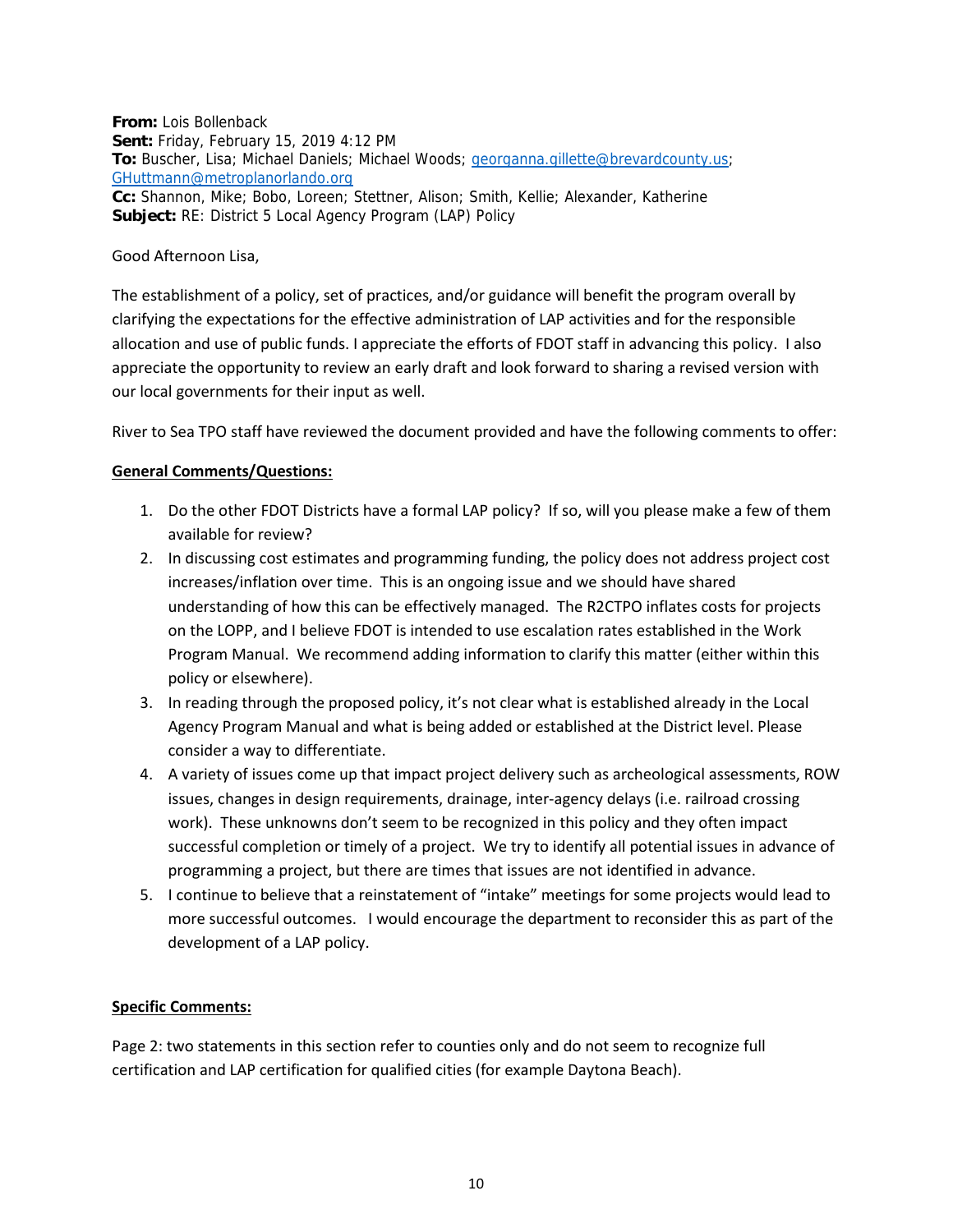**From:** Lois Bollenback
**Sent:** Friday, February 15, 2019 4:12 PM
**To:** Buscher, Lisa; Michael Daniels; Michael Woods; georganna.gillette@brevardcounty.us; GHuttmann@metroplanorlando.org
**Cc:** Shannon, Mike; Bobo, Loreen; Stettner, Alison; Smith, Kellie; Alexander, Katherine
**Subject:** RE: District 5 Local Agency Program (LAP) Policy

Good Afternoon Lisa,

The establishment of a policy, set of practices, and/or guidance will benefit the program overall by clarifying the expectations for the effective administration of LAP activities and for the responsible allocation and use of public funds. I appreciate the efforts of FDOT staff in advancing this policy. I also appreciate the opportunity to review an early draft and look forward to sharing a revised version with our local governments for their input as well.

River to Sea TPO staff have reviewed the document provided and have the following comments to offer:

**General Comments/Questions:**

1. Do the other FDOT Districts have a formal LAP policy? If so, will you please make a few of them available for review?
2. In discussing cost estimates and programming funding, the policy does not address project cost increases/inflation over time. This is an ongoing issue and we should have shared understanding of how this can be effectively managed. The R2CTPO inflates costs for projects on the LOPP, and I believe FDOT is intended to use escalation rates established in the Work Program Manual. We recommend adding information to clarify this matter (either within this policy or elsewhere).
3. In reading through the proposed policy, it's not clear what is established already in the Local Agency Program Manual and what is being added or established at the District level. Please consider a way to differentiate.
4. A variety of issues come up that impact project delivery such as archeological assessments, ROW issues, changes in design requirements, drainage, inter-agency delays (i.e. railroad crossing work). These unknowns don't seem to be recognized in this policy and they often impact successful completion or timely of a project. We try to identify all potential issues in advance of programming a project, but there are times that issues are not identified in advance.
5. I continue to believe that a reinstatement of "intake" meetings for some projects would lead to more successful outcomes. I would encourage the department to reconsider this as part of the development of a LAP policy.

**Specific Comments:**

Page 2: two statements in this section refer to counties only and do not seem to recognize full certification and LAP certification for qualified cities (for example Daytona Beach).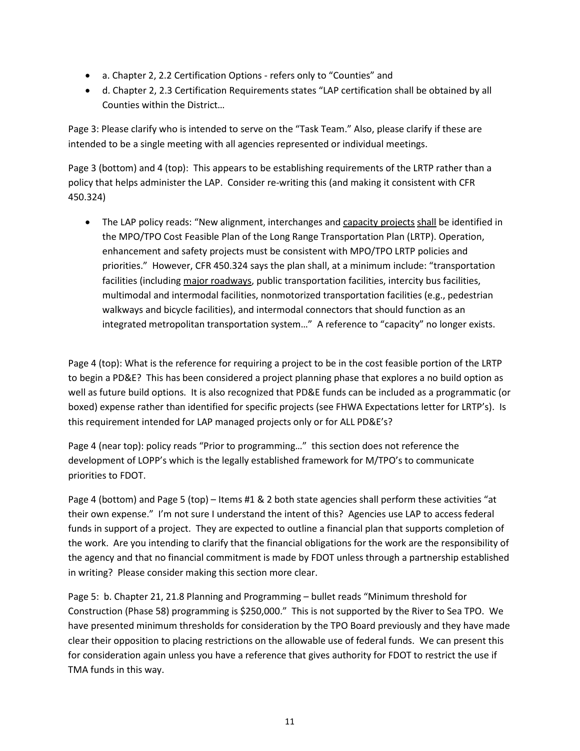- a. Chapter 2, 2.2 Certification Options - refers only to "Counties" and
- d. Chapter 2, 2.3 Certification Requirements states "LAP certification shall be obtained by all Counties within the District…

Page 3: Please clarify who is intended to serve on the "Task Team." Also, please clarify if these are intended to be a single meeting with all agencies represented or individual meetings.

Page 3 (bottom) and 4 (top): This appears to be establishing requirements of the LRTP rather than a policy that helps administer the LAP. Consider re-writing this (and making it consistent with CFR 450.324)

- The LAP policy reads: "New alignment, interchanges and <u>capacity projects</u> <u>shall</u> be identified in the MPO/TPO Cost Feasible Plan of the Long Range Transportation Plan (LRTP). Operation, enhancement and safety projects must be consistent with MPO/TPO LRTP policies and priorities." However, CFR 450.324 says the plan shall, at a minimum include: "transportation facilities (including <u>major roadways</u>, public transportation facilities, intercity bus facilities, multimodal and intermodal facilities, nonmotorized transportation facilities (e.g., pedestrian walkways and bicycle facilities), and intermodal connectors that should function as an integrated metropolitan transportation system…" A reference to "capacity" no longer exists.

Page 4 (top): What is the reference for requiring a project to be in the cost feasible portion of the LRTP to begin a PD&E? This has been considered a project planning phase that explores a no build option as well as future build options. It is also recognized that PD&E funds can be included as a programmatic (or boxed) expense rather than identified for specific projects (see FHWA Expectations letter for LRTP's). Is this requirement intended for LAP managed projects only or for ALL PD&E's?

Page 4 (near top): policy reads "Prior to programming…" this section does not reference the development of LOPP's which is the legally established framework for M/TPO's to communicate priorities to FDOT.

Page 4 (bottom) and Page 5 (top) – Items #1 & 2 both state agencies shall perform these activities "at their own expense." I'm not sure I understand the intent of this? Agencies use LAP to access federal funds in support of a project. They are expected to outline a financial plan that supports completion of the work. Are you intending to clarify that the financial obligations for the work are the responsibility of the agency and that no financial commitment is made by FDOT unless through a partnership established in writing? Please consider making this section more clear.

Page 5: b. Chapter 21, 21.8 Planning and Programming – bullet reads "Minimum threshold for Construction (Phase 58) programming is $250,000." This is not supported by the River to Sea TPO. We have presented minimum thresholds for consideration by the TPO Board previously and they have made clear their opposition to placing restrictions on the allowable use of federal funds. We can present this for consideration again unless you have a reference that gives authority for FDOT to restrict the use if TMA funds in this way.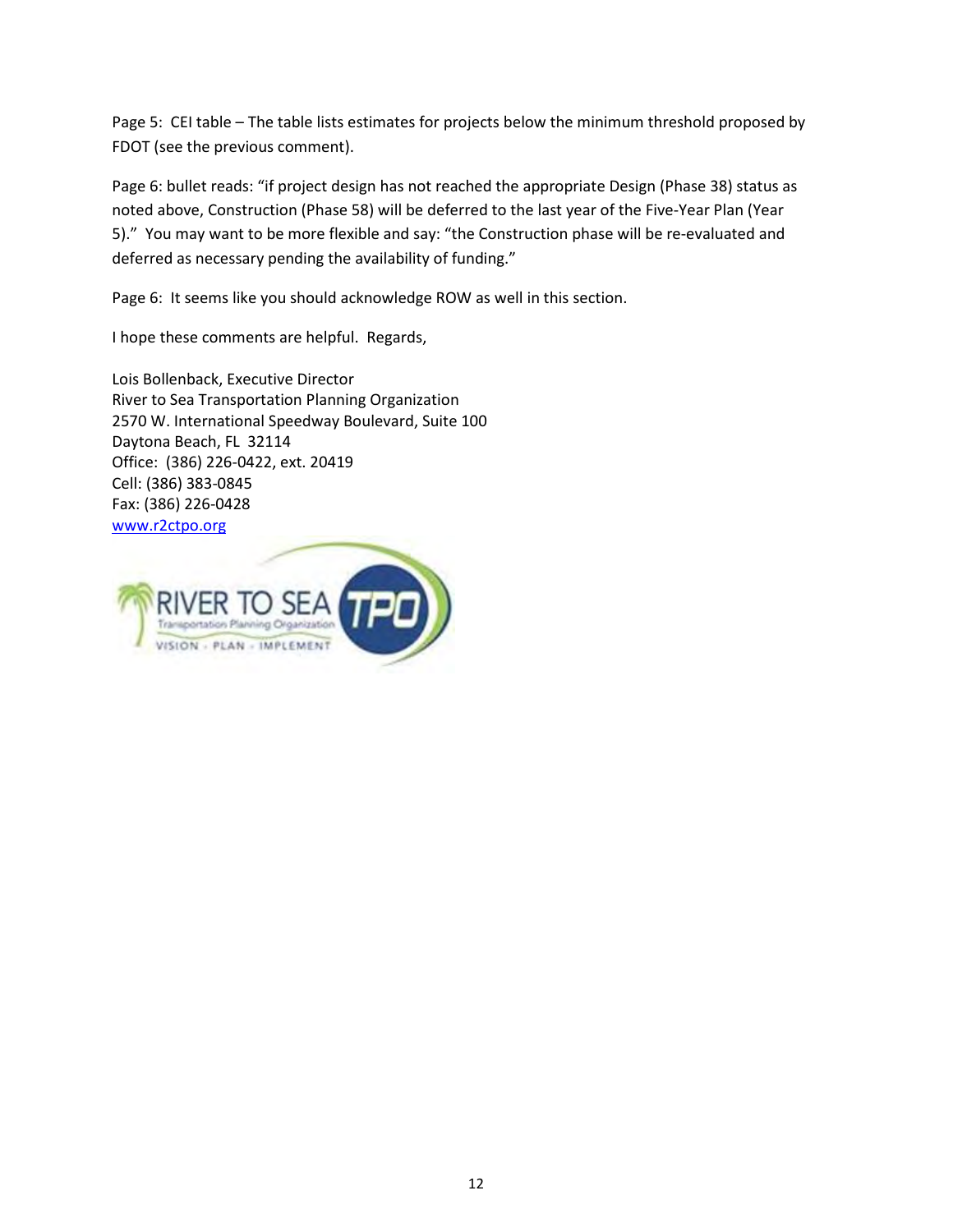Page 5: CEI table – The table lists estimates for projects below the minimum threshold proposed by FDOT (see the previous comment).

Page 6: bullet reads: "if project design has not reached the appropriate Design (Phase 38) status as noted above, Construction (Phase 58) will be deferred to the last year of the Five-Year Plan (Year 5)." You may want to be more flexible and say: "the Construction phase will be re-evaluated and deferred as necessary pending the availability of funding."

Page 6: It seems like you should acknowledge ROW as well in this section.

I hope these comments are helpful. Regards,

Lois Bollenback, Executive Director
River to Sea Transportation Planning Organization
2570 W. International Speedway Boulevard, Suite 100
Daytona Beach, FL 32114
Office: (386) 226-0422, ext. 20419
Cell: (386) 383-0845
Fax: (386) 226-0428
[www.r2ctpo.org](http://www.r2ctpo.org)

RIVER TO SEA TPO
Transportation Planning Organization
VISION · PLAN · IMPLEMENT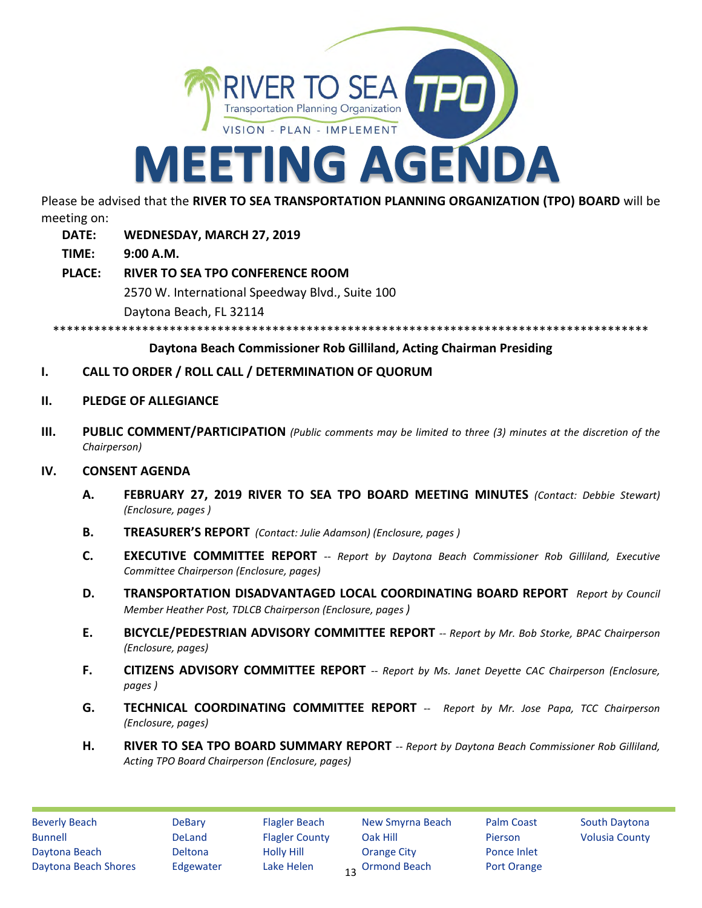RIVER TO SEA TPO

Transportation Planning Organization

VISION - PLAN - IMPLEMENT

# MEETING AGENDA

Please be advised that the **RIVER TO SEA TRANSPORTATION PLANNING ORGANIZATION (TPO) BOARD** will be meeting on:

**DATE:** **WEDNESDAY, MARCH 27, 2019**

**TIME:** **9:00 A.M.**

**PLACE:** **RIVER TO SEA TPO CONFERENCE ROOM**
2570 W. International Speedway Blvd., Suite 100
Daytona Beach, FL 32114

\*\*\*\*\*\*\*\*\*\*\*\*\*\*\*\*\*\*\*\*\*\*\*\*\*\*\*\*\*\*\*\*\*\*\*\*\*\*\*\*\*\*\*\*\*\*\*\*\*\*\*\*\*\*\*\*\*\*\*\*\*\*\*\*\*\*\*\*\*\*\*\*\*\*\*\*\*\*\*\*\*\*\*\*\*\*\*\*\*\*

**Daytona Beach Commissioner Rob Gilliland, Acting Chairman Presiding**

**I. CALL TO ORDER / ROLL CALL / DETERMINATION OF QUORUM**

**II. PLEDGE OF ALLEGIANCE**

**III. PUBLIC COMMENT/PARTICIPATION** *(Public comments may be limited to three (3) minutes at the discretion of the Chairperson)*

**IV. CONSENT AGENDA**

**A. FEBRUARY 27, 2019 RIVER TO SEA TPO BOARD MEETING MINUTES** *(Contact: Debbie Stewart) (Enclosure, pages )*

**B. TREASURER'S REPORT** *(Contact: Julie Adamson) (Enclosure, pages )*

**C. EXECUTIVE COMMITTEE REPORT** -- *Report by Daytona Beach Commissioner Rob Gilliland, Executive Committee Chairperson (Enclosure, pages)*

**D. TRANSPORTATION DISADVANTAGED LOCAL COORDINATING BOARD REPORT** *Report by Council Member Heather Post, TDLCB Chairperson (Enclosure, pages )*

**E. BICYCLE/PEDESTRIAN ADVISORY COMMITTEE REPORT** -- *Report by Mr. Bob Storke, BPAC Chairperson (Enclosure, pages)*

**F. CITIZENS ADVISORY COMMITTEE REPORT** -- *Report by Ms. Janet Deyette CAC Chairperson (Enclosure, pages )*

**G. TECHNICAL COORDINATING COMMITTEE REPORT** -- *Report by Mr. Jose Papa, TCC Chairperson (Enclosure, pages)*

**H. RIVER TO SEA TPO BOARD SUMMARY REPORT** -- *Report by Daytona Beach Commissioner Rob Gilliland, Acting TPO Board Chairperson (Enclosure, pages)*

Beverly Beach, Bunnell, Daytona Beach, Daytona Beach Shores, DeBary, DeLand, Deltona, Edgewater, Flagler Beach, Flagler County, Holly Hill, Lake Helen, New Smyrna Beach, Oak Hill, Orange City, Ormond Beach, Palm Coast, Pierson, Ponce Inlet, Port Orange, South Daytona, Volusia County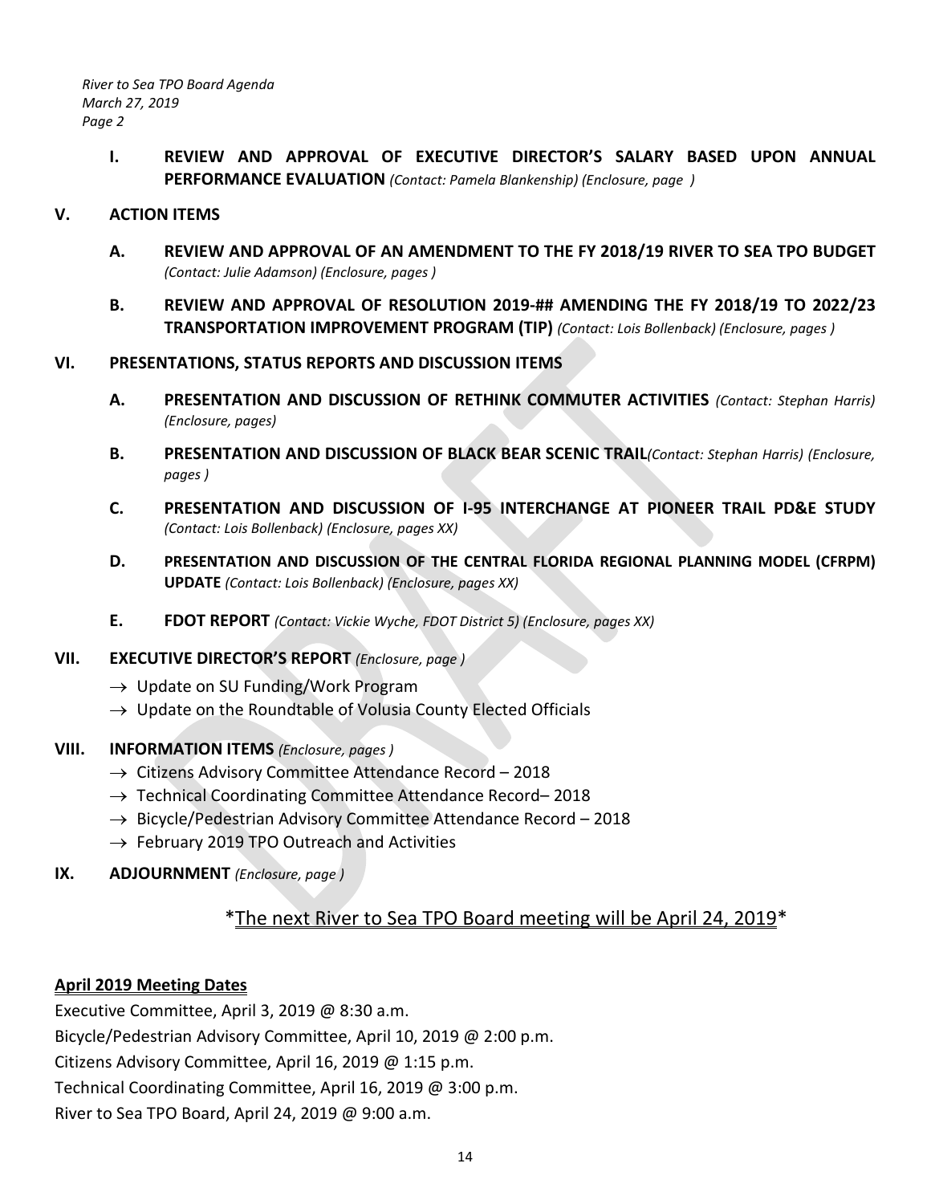I. **REVIEW AND APPROVAL OF EXECUTIVE DIRECTOR'S SALARY BASED UPON ANNUAL PERFORMANCE EVALUATION** *(Contact: Pamela Blankenship) (Enclosure, page )*

## V. ACTION ITEMS

A. **REVIEW AND APPROVAL OF AN AMENDMENT TO THE FY 2018/19 RIVER TO SEA TPO BUDGET** *(Contact: Julie Adamson) (Enclosure, pages )*

B. **REVIEW AND APPROVAL OF RESOLUTION 2019-## AMENDING THE FY 2018/19 TO 2022/23 TRANSPORTATION IMPROVEMENT PROGRAM (TIP)** *(Contact: Lois Bollenback) (Enclosure, pages )*

## VI. PRESENTATIONS, STATUS REPORTS AND DISCUSSION ITEMS

A. **PRESENTATION AND DISCUSSION OF RETHINK COMMUTER ACTIVITIES** *(Contact: Stephan Harris) (Enclosure, pages)*

B. **PRESENTATION AND DISCUSSION OF BLACK BEAR SCENIC TRAIL** *(Contact: Stephan Harris) (Enclosure, pages )*

C. **PRESENTATION AND DISCUSSION OF I-95 INTERCHANGE AT PIONEER TRAIL PD&E STUDY** *(Contact: Lois Bollenback) (Enclosure, pages XX)*

D. **PRESENTATION AND DISCUSSION OF THE CENTRAL FLORIDA REGIONAL PLANNING MODEL (CFRPM) UPDATE** *(Contact: Lois Bollenback) (Enclosure, pages XX)*

E. **FDOT REPORT** *(Contact: Vickie Wyche, FDOT District 5) (Enclosure, pages XX)*

## VII. EXECUTIVE DIRECTOR'S REPORT *(Enclosure, page )*

→ Update on SU Funding/Work Program
→ Update on the Roundtable of Volusia County Elected Officials

## VIII. INFORMATION ITEMS *(Enclosure, pages )*

→ Citizens Advisory Committee Attendance Record – 2018
→ Technical Coordinating Committee Attendance Record– 2018
→ Bicycle/Pedestrian Advisory Committee Attendance Record – 2018
→ February 2019 TPO Outreach and Activities

## IX. ADJOURNMENT *(Enclosure, page )*

*The next River to Sea TPO Board meeting will be April 24, 2019*

**April 2019 Meeting Dates**

Executive Committee, April 3, 2019 @ 8:30 a.m.
Bicycle/Pedestrian Advisory Committee, April 10, 2019 @ 2:00 p.m.
Citizens Advisory Committee, April 16, 2019 @ 1:15 p.m.
Technical Coordinating Committee, April 16, 2019 @ 3:00 p.m.
River to Sea TPO Board, April 24, 2019 @ 9:00 a.m.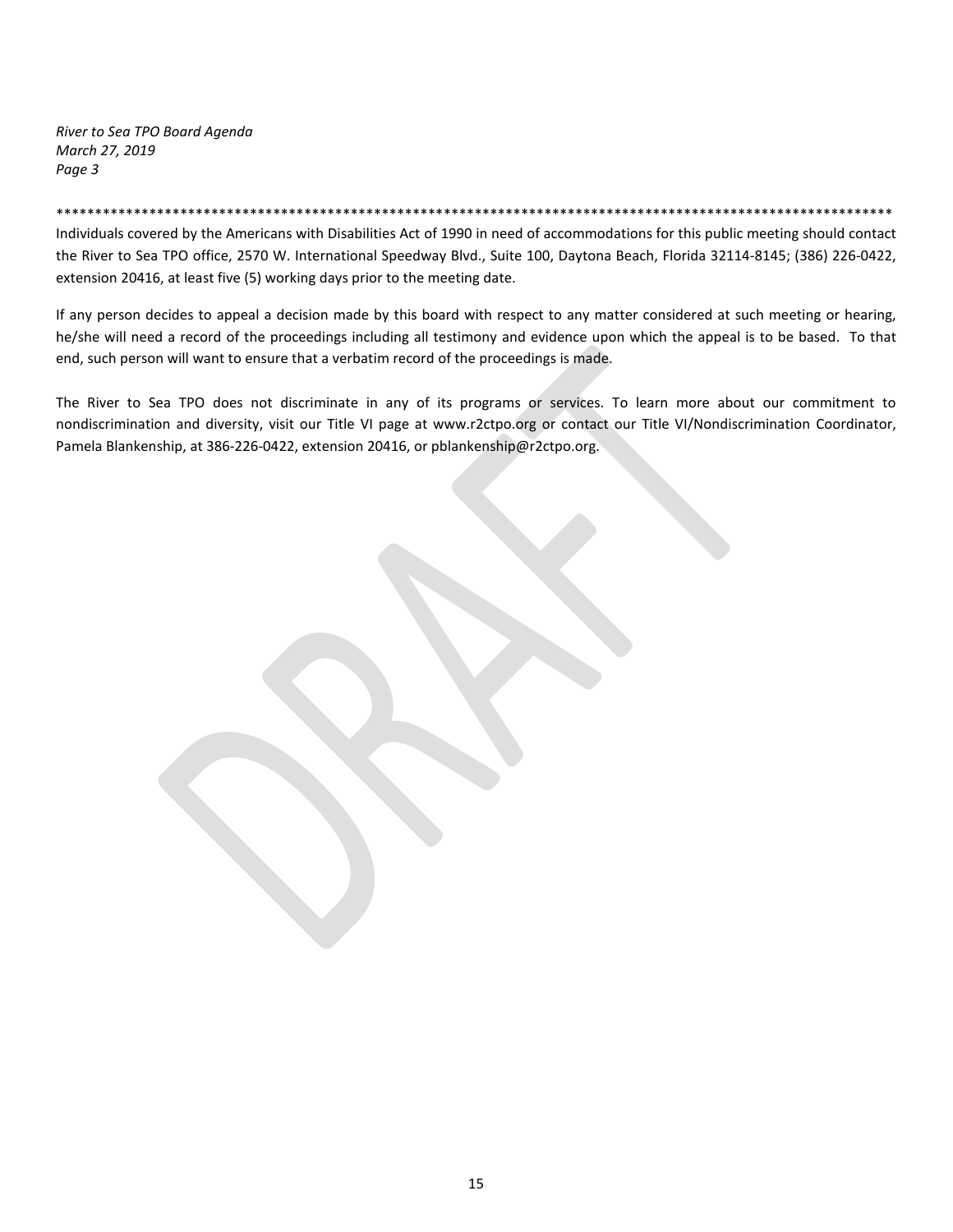*River to Sea TPO Board Agenda*
*March 27, 2019*
*Page 3*

*******************************************************************************************************************

Individuals covered by the Americans with Disabilities Act of 1990 in need of accommodations for this public meeting should contact the River to Sea TPO office, 2570 W. International Speedway Blvd., Suite 100, Daytona Beach, Florida 32114-8145; (386) 226-0422, extension 20416, at least five (5) working days prior to the meeting date.

If any person decides to appeal a decision made by this board with respect to any matter considered at such meeting or hearing, he/she will need a record of the proceedings including all testimony and evidence upon which the appeal is to be based. To that end, such person will want to ensure that a verbatim record of the proceedings is made.

The River to Sea TPO does not discriminate in any of its programs or services. To learn more about our commitment to nondiscrimination and diversity, visit our Title VI page at www.r2ctpo.org or contact our Title VI/Nondiscrimination Coordinator, Pamela Blankenship, at 386-226-0422, extension 20416, or pblankenship@r2ctpo.org.